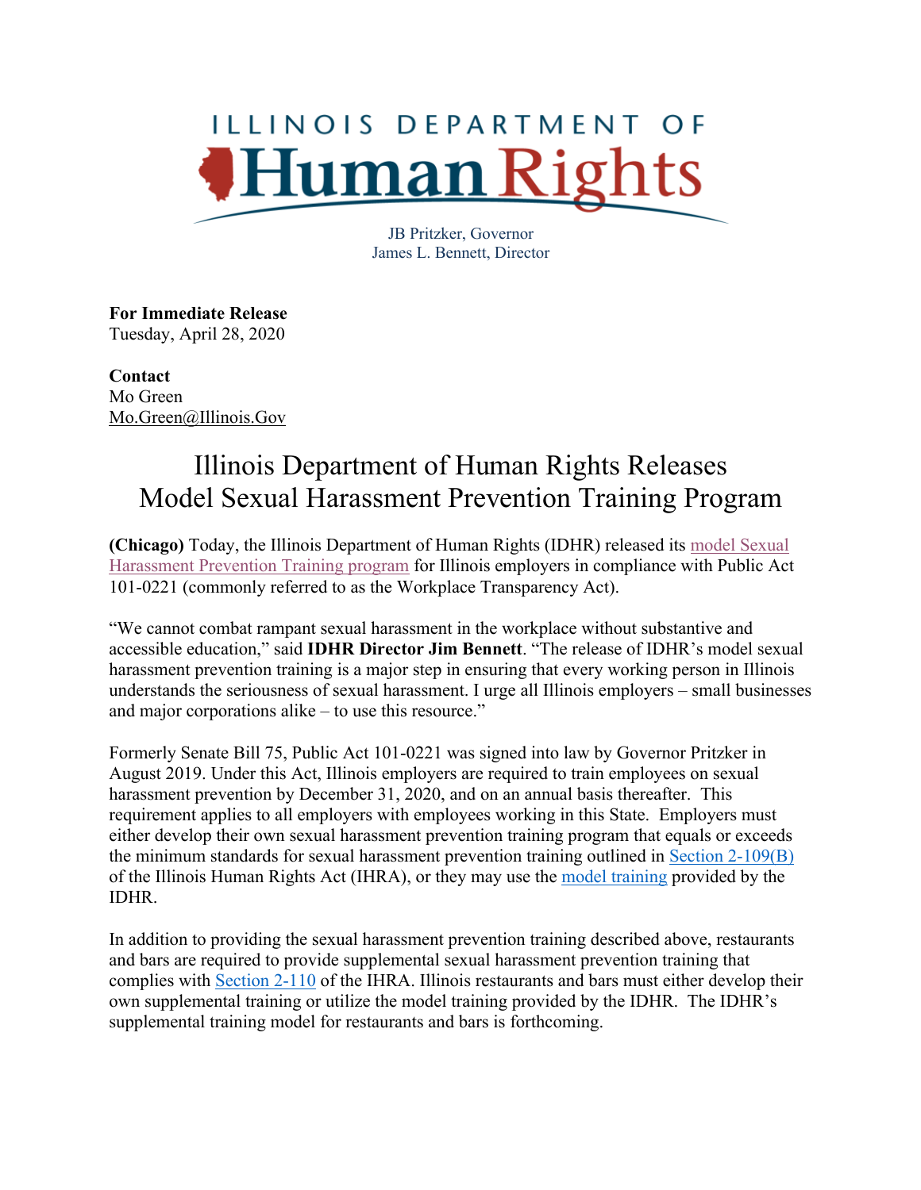# ILLINOIS DEPARTMENT OF Human Rights

JB Pritzker, Governor
James L. Bennett, Director

**For Immediate Release**
Tuesday, April 28, 2020

**Contact**
Mo Green
Mo.Green@Illinois.Gov

## Illinois Department of Human Rights Releases Model Sexual Harassment Prevention Training Program

**(Chicago)** Today, the Illinois Department of Human Rights (IDHR) released its model Sexual Harassment Prevention Training program for Illinois employers in compliance with Public Act 101-0221 (commonly referred to as the Workplace Transparency Act).

"We cannot combat rampant sexual harassment in the workplace without substantive and accessible education," said **IDHR Director Jim Bennett**. "The release of IDHR's model sexual harassment prevention training is a major step in ensuring that every working person in Illinois understands the seriousness of sexual harassment. I urge all Illinois employers – small businesses and major corporations alike – to use this resource."

Formerly Senate Bill 75, Public Act 101-0221 was signed into law by Governor Pritzker in August 2019. Under this Act, Illinois employers are required to train employees on sexual harassment prevention by December 31, 2020, and on an annual basis thereafter. This requirement applies to all employers with employees working in this State. Employers must either develop their own sexual harassment prevention training program that equals or exceeds the minimum standards for sexual harassment prevention training outlined in Section 2-109(B) of the Illinois Human Rights Act (IHRA), or they may use the model training provided by the IDHR.

In addition to providing the sexual harassment prevention training described above, restaurants and bars are required to provide supplemental sexual harassment prevention training that complies with Section 2-110 of the IHRA. Illinois restaurants and bars must either develop their own supplemental training or utilize the model training provided by the IDHR. The IDHR's supplemental training model for restaurants and bars is forthcoming.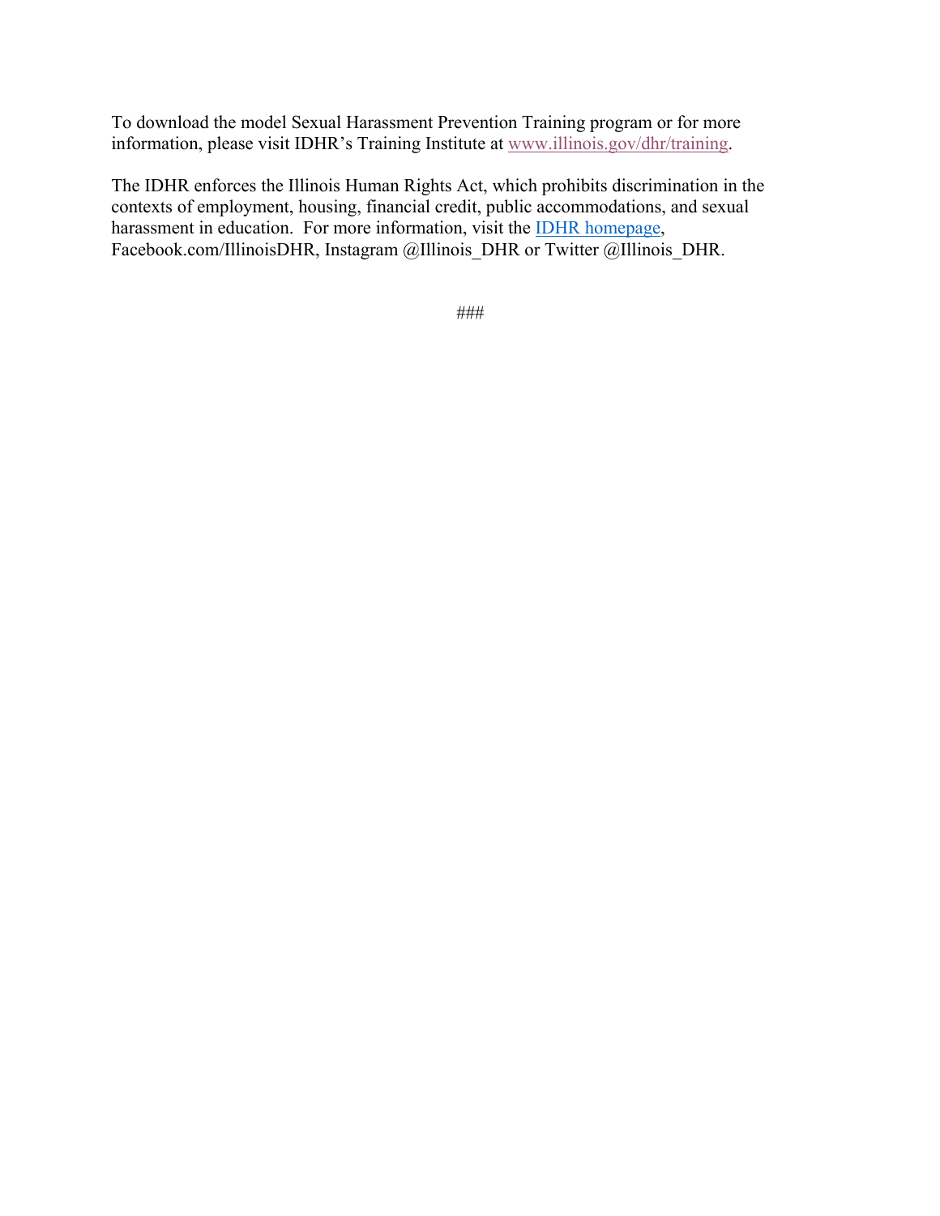To download the model Sexual Harassment Prevention Training program or for more information, please visit IDHR's Training Institute at www.illinois.gov/dhr/training.

The IDHR enforces the Illinois Human Rights Act, which prohibits discrimination in the contexts of employment, housing, financial credit, public accommodations, and sexual harassment in education. For more information, visit the IDHR homepage, Facebook.com/IllinoisDHR, Instagram @Illinois_DHR or Twitter @Illinois_DHR.

###